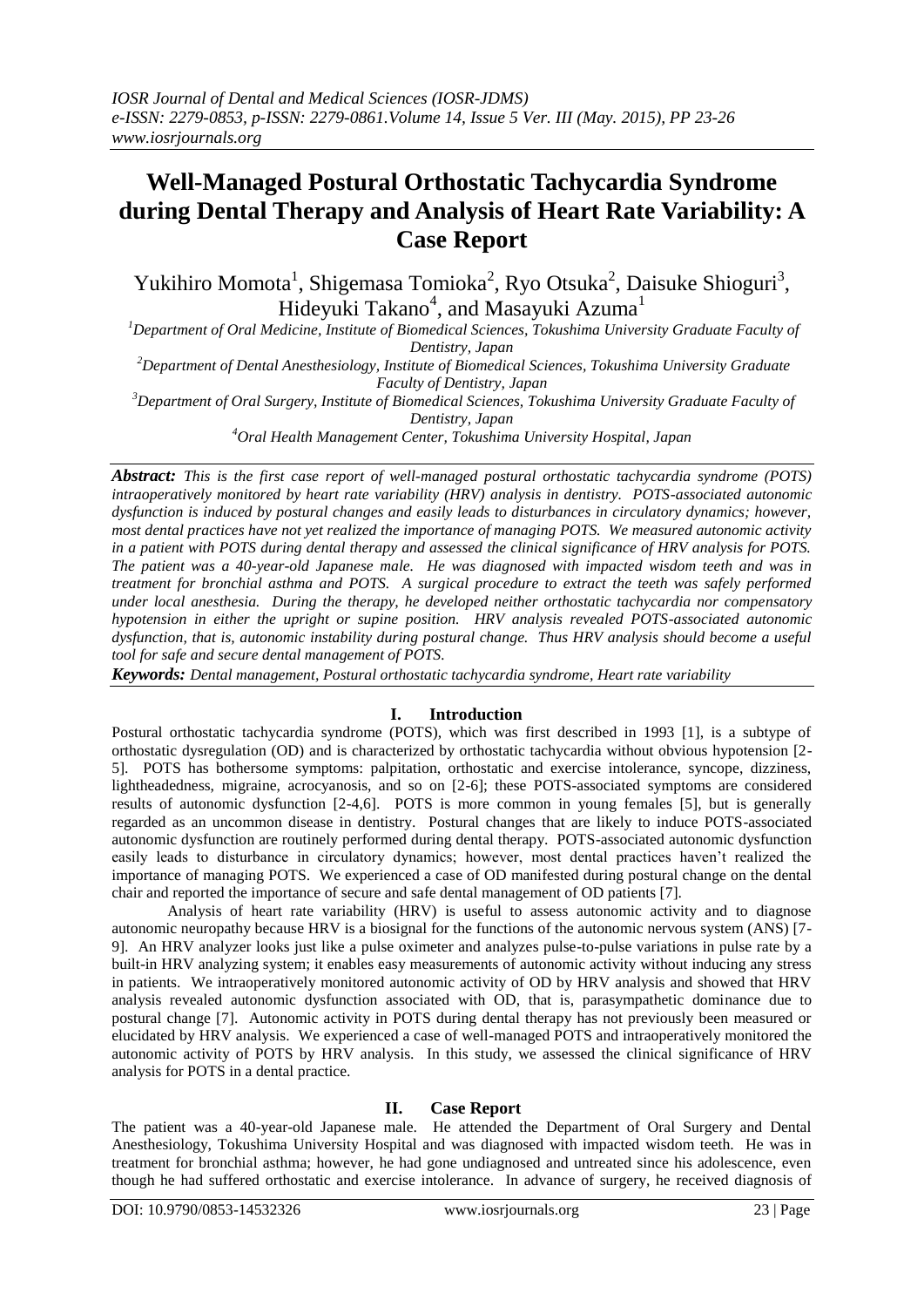# Well-Managed Postural Orthostatic Tachycardia Syndrome during Dental Therapy and Analysis of Heart Rate Variability: A Case Report

Yukihiro Momota[1], Shigemasa Tomioka[2], Ryo Otsuka[2], Daisuke Shioguri[3], Hideyuki Takano[4], and Masayuki Azuma[1]

[1]*Department of Oral Medicine, Institute of Biomedical Sciences, Tokushima University Graduate Faculty of Dentistry, Japan*
[2]*Department of Dental Anesthesiology, Institute of Biomedical Sciences, Tokushima University Graduate Faculty of Dentistry, Japan*
[3]*Department of Oral Surgery, Institute of Biomedical Sciences, Tokushima University Graduate Faculty of Dentistry, Japan*
[4]*Oral Health Management Center, Tokushima University Hospital, Japan*

***Abstract:*** *This is the first case report of well-managed postural orthostatic tachycardia syndrome (POTS) intraoperatively monitored by heart rate variability (HRV) analysis in dentistry. POTS-associated autonomic dysfunction is induced by postural changes and easily leads to disturbances in circulatory dynamics; however, most dental practices have not yet realized the importance of managing POTS. We measured autonomic activity in a patient with POTS during dental therapy and assessed the clinical significance of HRV analysis for POTS. The patient was a 40-year-old Japanese male. He was diagnosed with impacted wisdom teeth and was in treatment for bronchial asthma and POTS. A surgical procedure to extract the teeth was safely performed under local anesthesia. During the therapy, he developed neither orthostatic tachycardia nor compensatory hypotension in either the upright or supine position. HRV analysis revealed POTS-associated autonomic dysfunction, that is, autonomic instability during postural change. Thus HRV analysis should become a useful tool for safe and secure dental management of POTS.*

***Keywords:*** *Dental management, Postural orthostatic tachycardia syndrome, Heart rate variability*

## I. Introduction

Postural orthostatic tachycardia syndrome (POTS), which was first described in 1993 [1], is a subtype of orthostatic dysregulation (OD) and is characterized by orthostatic tachycardia without obvious hypotension [2-5]. POTS has bothersome symptoms: palpitation, orthostatic and exercise intolerance, syncope, dizziness, lightheadedness, migraine, acrocyanosis, and so on [2-6]; these POTS-associated symptoms are considered results of autonomic dysfunction [2-4,6]. POTS is more common in young females [5], but is generally regarded as an uncommon disease in dentistry. Postural changes that are likely to induce POTS-associated autonomic dysfunction are routinely performed during dental therapy. POTS-associated autonomic dysfunction easily leads to disturbance in circulatory dynamics; however, most dental practices haven't realized the importance of managing POTS. We experienced a case of OD manifested during postural change on the dental chair and reported the importance of secure and safe dental management of OD patients [7].

Analysis of heart rate variability (HRV) is useful to assess autonomic activity and to diagnose autonomic neuropathy because HRV is a biosignal for the functions of the autonomic nervous system (ANS) [7-9]. An HRV analyzer looks just like a pulse oximeter and analyzes pulse-to-pulse variations in pulse rate by a built-in HRV analyzing system; it enables easy measurements of autonomic activity without inducing any stress in patients. We intraoperatively monitored autonomic activity of OD by HRV analysis and showed that HRV analysis revealed autonomic dysfunction associated with OD, that is, parasympathetic dominance due to postural change [7]. Autonomic activity in POTS during dental therapy has not previously been measured or elucidated by HRV analysis. We experienced a case of well-managed POTS and intraoperatively monitored the autonomic activity of POTS by HRV analysis. In this study, we assessed the clinical significance of HRV analysis for POTS in a dental practice.

## II. Case Report

The patient was a 40-year-old Japanese male. He attended the Department of Oral Surgery and Dental Anesthesiology, Tokushima University Hospital and was diagnosed with impacted wisdom teeth. He was in treatment for bronchial asthma; however, he had gone undiagnosed and untreated since his adolescence, even though he had suffered orthostatic and exercise intolerance. In advance of surgery, he received diagnosis of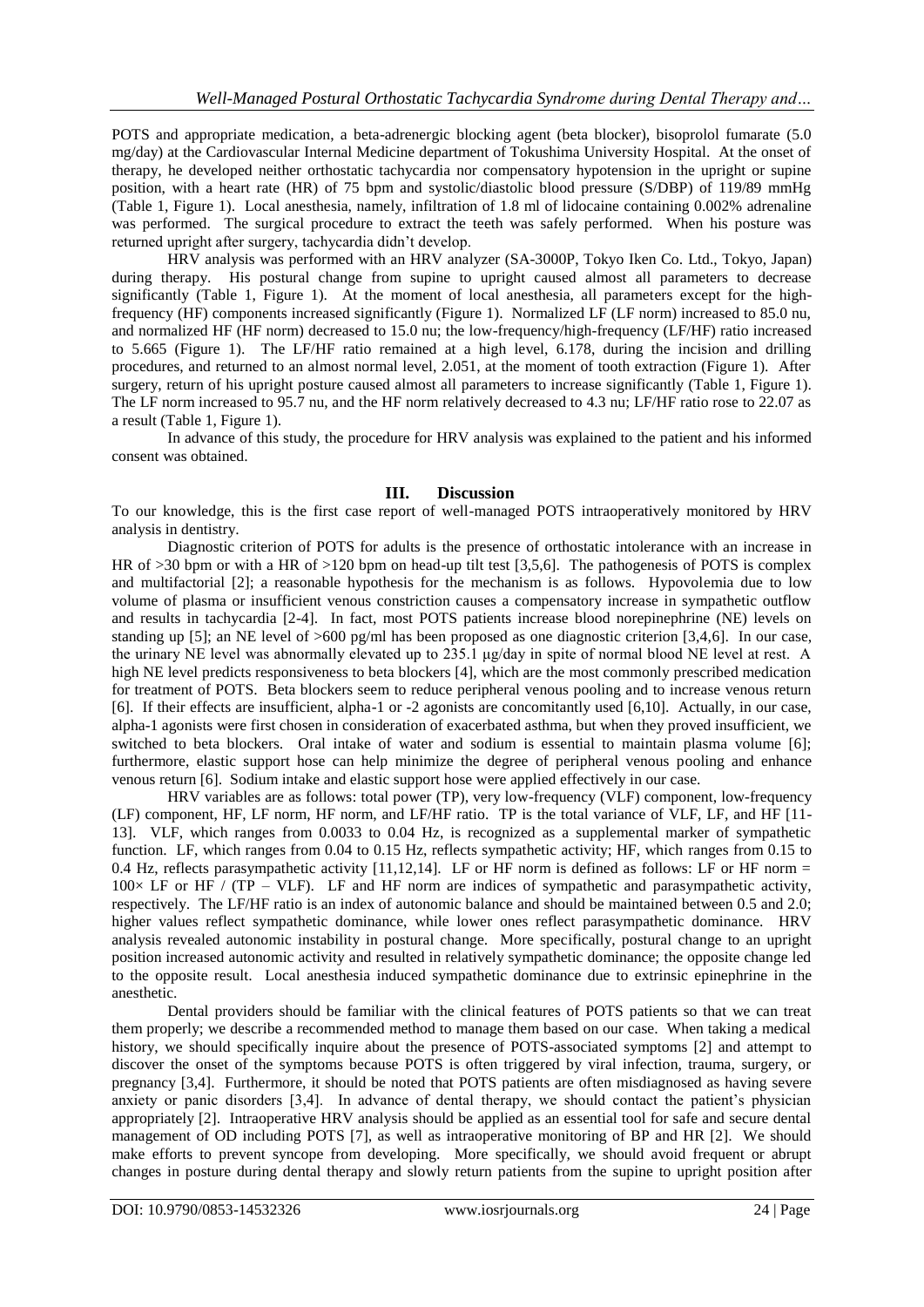POTS and appropriate medication, a beta-adrenergic blocking agent (beta blocker), bisoprolol fumarate (5.0 mg/day) at the Cardiovascular Internal Medicine department of Tokushima University Hospital. At the onset of therapy, he developed neither orthostatic tachycardia nor compensatory hypotension in the upright or supine position, with a heart rate (HR) of 75 bpm and systolic/diastolic blood pressure (S/DBP) of 119/89 mmHg (Table 1, Figure 1). Local anesthesia, namely, infiltration of 1.8 ml of lidocaine containing 0.002% adrenaline was performed. The surgical procedure to extract the teeth was safely performed. When his posture was returned upright after surgery, tachycardia didn't develop.

HRV analysis was performed with an HRV analyzer (SA-3000P, Tokyo Iken Co. Ltd., Tokyo, Japan) during therapy. His postural change from supine to upright caused almost all parameters to decrease significantly (Table 1, Figure 1). At the moment of local anesthesia, all parameters except for the high-frequency (HF) components increased significantly (Figure 1). Normalized LF (LF norm) increased to 85.0 nu, and normalized HF (HF norm) decreased to 15.0 nu; the low-frequency/high-frequency (LF/HF) ratio increased to 5.665 (Figure 1). The LF/HF ratio remained at a high level, 6.178, during the incision and drilling procedures, and returned to an almost normal level, 2.051, at the moment of tooth extraction (Figure 1). After surgery, return of his upright posture caused almost all parameters to increase significantly (Table 1, Figure 1). The LF norm increased to 95.7 nu, and the HF norm relatively decreased to 4.3 nu; LF/HF ratio rose to 22.07 as a result (Table 1, Figure 1).

In advance of this study, the procedure for HRV analysis was explained to the patient and his informed consent was obtained.

## III. Discussion

To our knowledge, this is the first case report of well-managed POTS intraoperatively monitored by HRV analysis in dentistry.

Diagnostic criterion of POTS for adults is the presence of orthostatic intolerance with an increase in HR of >30 bpm or with a HR of >120 bpm on head-up tilt test [3,5,6]. The pathogenesis of POTS is complex and multifactorial [2]; a reasonable hypothesis for the mechanism is as follows. Hypovolemia due to low volume of plasma or insufficient venous constriction causes a compensatory increase in sympathetic outflow and results in tachycardia [2-4]. In fact, most POTS patients increase blood norepinephrine (NE) levels on standing up [5]; an NE level of >600 pg/ml has been proposed as one diagnostic criterion [3,4,6]. In our case, the urinary NE level was abnormally elevated up to 235.1 μg/day in spite of normal blood NE level at rest. A high NE level predicts responsiveness to beta blockers [4], which are the most commonly prescribed medication for treatment of POTS. Beta blockers seem to reduce peripheral venous pooling and to increase venous return [6]. If their effects are insufficient, alpha-1 or -2 agonists are concomitantly used [6,10]. Actually, in our case, alpha-1 agonists were first chosen in consideration of exacerbated asthma, but when they proved insufficient, we switched to beta blockers. Oral intake of water and sodium is essential to maintain plasma volume [6]; furthermore, elastic support hose can help minimize the degree of peripheral venous pooling and enhance venous return [6]. Sodium intake and elastic support hose were applied effectively in our case.

HRV variables are as follows: total power (TP), very low-frequency (VLF) component, low-frequency (LF) component, HF, LF norm, HF norm, and LF/HF ratio. TP is the total variance of VLF, LF, and HF [11-13]. VLF, which ranges from 0.0033 to 0.04 Hz, is recognized as a supplemental marker of sympathetic function. LF, which ranges from 0.04 to 0.15 Hz, reflects sympathetic activity; HF, which ranges from 0.15 to 0.4 Hz, reflects parasympathetic activity [11,12,14]. LF or HF norm is defined as follows: LF or HF norm = $100\times$ LF or HF / (TP – VLF). LF and HF norm are indices of sympathetic and parasympathetic activity, respectively. The LF/HF ratio is an index of autonomic balance and should be maintained between 0.5 and 2.0; higher values reflect sympathetic dominance, while lower ones reflect parasympathetic dominance. HRV analysis revealed autonomic instability in postural change. More specifically, postural change to an upright position increased autonomic activity and resulted in relatively sympathetic dominance; the opposite change led to the opposite result. Local anesthesia induced sympathetic dominance due to extrinsic epinephrine in the anesthetic.

Dental providers should be familiar with the clinical features of POTS patients so that we can treat them properly; we describe a recommended method to manage them based on our case. When taking a medical history, we should specifically inquire about the presence of POTS-associated symptoms [2] and attempt to discover the onset of the symptoms because POTS is often triggered by viral infection, trauma, surgery, or pregnancy [3,4]. Furthermore, it should be noted that POTS patients are often misdiagnosed as having severe anxiety or panic disorders [3,4]. In advance of dental therapy, we should contact the patient's physician appropriately [2]. Intraoperative HRV analysis should be applied as an essential tool for safe and secure dental management of OD including POTS [7], as well as intraoperative monitoring of BP and HR [2]. We should make efforts to prevent syncope from developing. More specifically, we should avoid frequent or abrupt changes in posture during dental therapy and slowly return patients from the supine to upright position after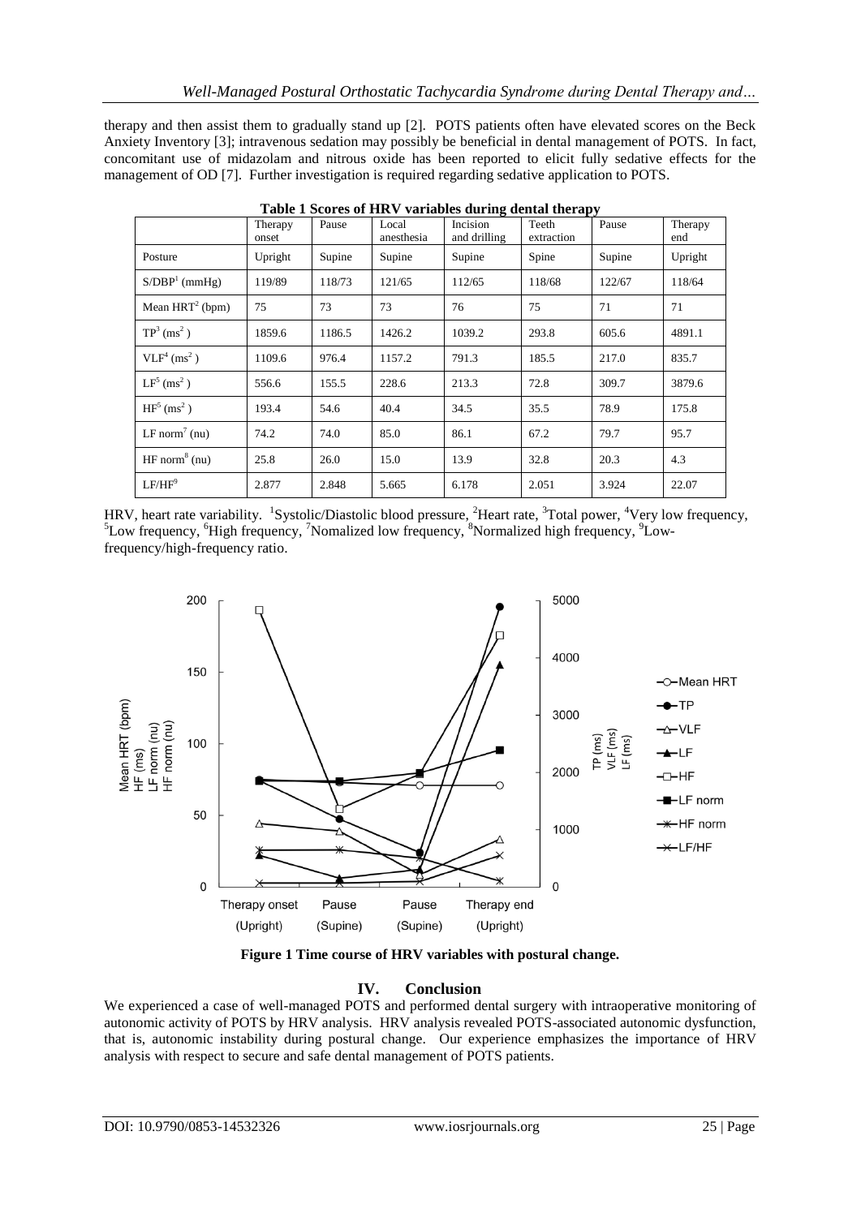therapy and then assist them to gradually stand up [2]. POTS patients often have elevated scores on the Beck Anxiety Inventory [3]; intravenous sedation may possibly be beneficial in dental management of POTS. In fact, concomitant use of midazolam and nitrous oxide has been reported to elicit fully sedative effects for the management of OD [7]. Further investigation is required regarding sedative application to POTS.

**Table 1 Scores of HRV variables during dental therapy**

| | Therapy onset | Pause | Local anesthesia | Incision and drilling | Teeth extraction | Pause | Therapy end |
|---|---|---|---|---|---|---|---|
| Posture | Upright | Supine | Supine | Supine | Spine | Supine | Upright |
| S/DBP[1] (mmHg) | 119/89 | 118/73 | 121/65 | 112/65 | 118/68 | 122/67 | 118/64 |
| Mean HRT[2] (bpm) | 75 | 73 | 73 | 76 | 75 | 71 | 71 |
| TP[3] ($ms^2$) | 1859.6 | 1186.5 | 1426.2 | 1039.2 | 293.8 | 605.6 | 4891.1 |
| VLF[4] ($ms^2$) | 1109.6 | 976.4 | 1157.2 | 791.3 | 185.5 | 217.0 | 835.7 |
| LF[5] ($ms^2$) | 556.6 | 155.5 | 228.6 | 213.3 | 72.8 | 309.7 | 3879.6 |
| HF[5] ($ms^2$) | 193.4 | 54.6 | 40.4 | 34.5 | 35.5 | 78.9 | 175.8 |
| LF norm[7] (nu) | 74.2 | 74.0 | 85.0 | 86.1 | 67.2 | 79.7 | 95.7 |
| HF norm[8] (nu) | 25.8 | 26.0 | 15.0 | 13.9 | 32.8 | 20.3 | 4.3 |
| LF/HF[9] | 2.877 | 2.848 | 5.665 | 6.178 | 2.051 | 3.924 | 22.07 |

HRV, heart rate variability. [1]Systolic/Diastolic blood pressure, [2]Heart rate, [3]Total power, [4]Very low frequency, [5]Low frequency, [6]High frequency, [7]Nomalized low frequency, [8]Normalized high frequency, [9]Low-frequency/high-frequency ratio.

**Figure 1 Time course of HRV variables with postural change.**

## IV. Conclusion

We experienced a case of well-managed POTS and performed dental surgery with intraoperative monitoring of autonomic activity of POTS by HRV analysis. HRV analysis revealed POTS-associated autonomic dysfunction, that is, autonomic instability during postural change. Our experience emphasizes the importance of HRV analysis with respect to secure and safe dental management of POTS patients.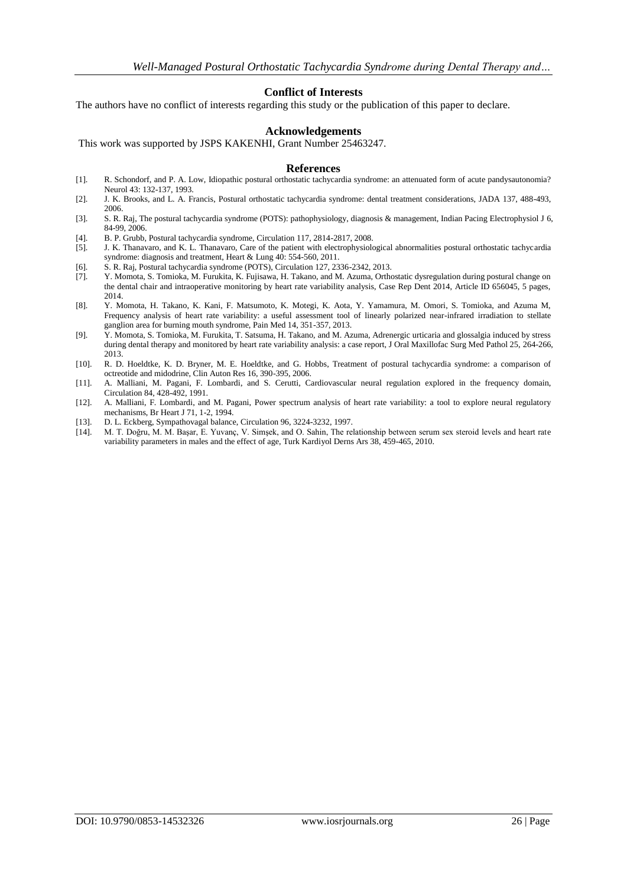## Conflict of Interests

The authors have no conflict of interests regarding this study or the publication of this paper to declare.

## Acknowledgements

This work was supported by JSPS KAKENHI, Grant Number 25463247.

## References

[1]. R. Schondorf, and P. A. Low, Idiopathic postural orthostatic tachycardia syndrome: an attenuated form of acute pandysautonomia? Neurol 43: 132-137, 1993.

[2]. J. K. Brooks, and L. A. Francis, Postural orthostatic tachycardia syndrome: dental treatment considerations, JADA 137, 488-493, 2006.

[3]. S. R. Raj, The postural tachycardia syndrome (POTS): pathophysiology, diagnosis & management, Indian Pacing Electrophysiol J 6, 84-99, 2006.

[4]. B. P. Grubb, Postural tachycardia syndrome, Circulation 117, 2814-2817, 2008.

[5]. J. K. Thanavaro, and K. L. Thanavaro, Care of the patient with electrophysiological abnormalities postural orthostatic tachycardia syndrome: diagnosis and treatment, Heart & Lung 40: 554-560, 2011.

[6]. S. R. Raj, Postural tachycardia syndrome (POTS), Circulation 127, 2336-2342, 2013.

[7]. Y. Momota, S. Tomioka, M. Furukita, K. Fujisawa, H. Takano, and M. Azuma, Orthostatic dysregulation during postural change on the dental chair and intraoperative monitoring by heart rate variability analysis, Case Rep Dent 2014, Article ID 656045, 5 pages, 2014.

[8]. Y. Momota, H. Takano, K. Kani, F. Matsumoto, K. Motegi, K. Aota, Y. Yamamura, M. Omori, S. Tomioka, and Azuma M, Frequency analysis of heart rate variability: a useful assessment tool of linearly polarized near-infrared irradiation to stellate ganglion area for burning mouth syndrome, Pain Med 14, 351-357, 2013.

[9]. Y. Momota, S. Tomioka, M. Furukita, T. Satsuma, H. Takano, and M. Azuma, Adrenergic urticaria and glossalgia induced by stress during dental therapy and monitored by heart rate variability analysis: a case report, J Oral Maxillofac Surg Med Pathol 25, 264-266, 2013.

[10]. R. D. Hoeldtke, K. D. Bryner, M. E. Hoeldtke, and G. Hobbs, Treatment of postural tachycardia syndrome: a comparison of octreotide and midodrine, Clin Auton Res 16, 390-395, 2006.

[11]. A. Malliani, M. Pagani, F. Lombardi, and S. Cerutti, Cardiovascular neural regulation explored in the frequency domain, Circulation 84, 428-492, 1991.

[12]. A. Malliani, F. Lombardi, and M. Pagani, Power spectrum analysis of heart rate variability: a tool to explore neural regulatory mechanisms, Br Heart J 71, 1-2, 1994.

[13]. D. L. Eckberg, Sympathovagal balance, Circulation 96, 3224-3232, 1997.

[14]. M. T. Doğru, M. M. Başar, E. Yuvanç, V. Simşek, and O. Sahin, The relationship between serum sex steroid levels and heart rate variability parameters in males and the effect of age, Turk Kardiyol Derns Ars 38, 459-465, 2010.